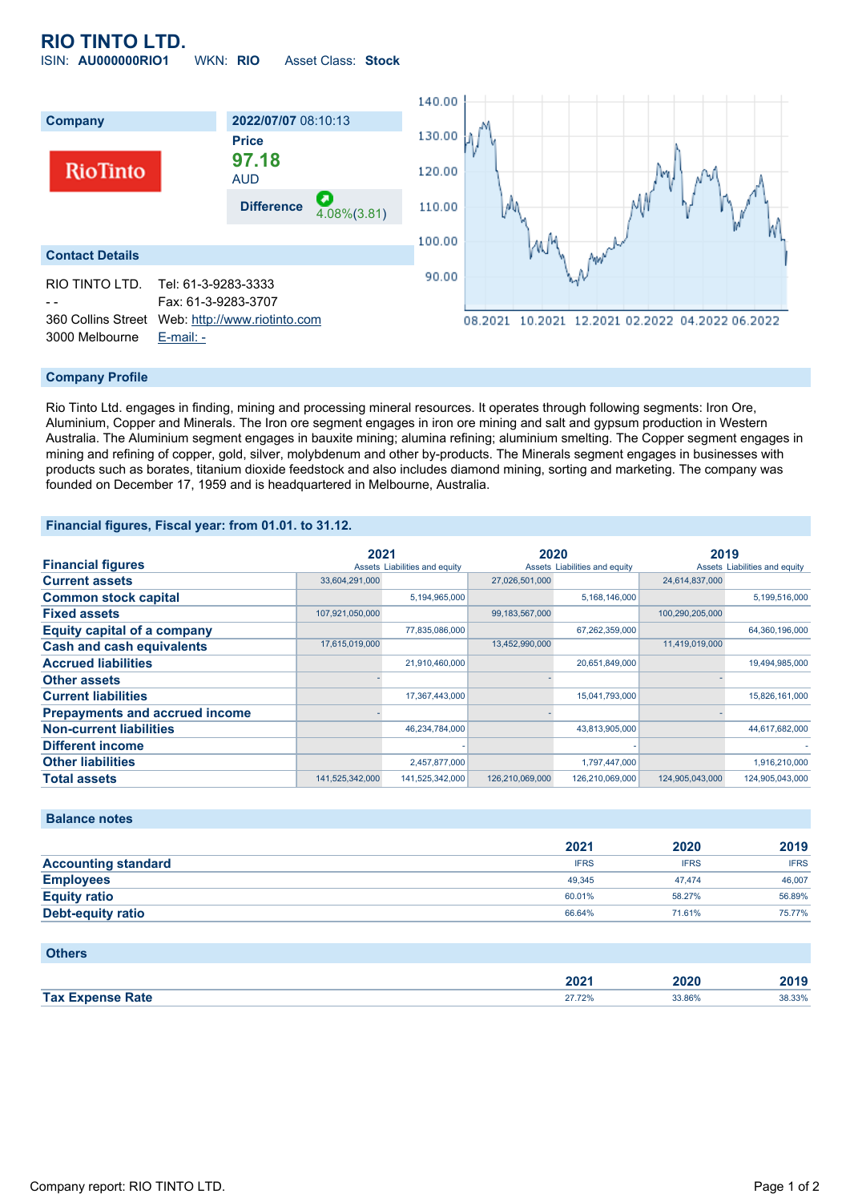# RIO TINTO LTD.

ISIN: **AU000000RIO1** WKN: **RIO** Asset Class: **Stock**

## Company

**2022/07/07** 08:10:13

**Price**

**97.18**

AUD

**Difference** 4.08%(3.81)

## Contact Details

| | |
|---|---|
| RIO TINTO LTD. | Tel: 61-3-9283-3333 |
| - - | Fax: 61-3-9283-3707 |
| 360 Collins Street | Web: http://www.riotinto.com |
| 3000 Melbourne | E-mail: - |

## Company Profile

Rio Tinto Ltd. engages in finding, mining and processing mineral resources. It operates through following segments: Iron Ore, Aluminium, Copper and Minerals. The Iron ore segment engages in iron ore mining and salt and gypsum production in Western Australia. The Aluminium segment engages in bauxite mining; alumina refining; aluminium smelting. The Copper segment engages in mining and refining of copper, gold, silver, molybdenum and other by-products. The Minerals segment engages in businesses with products such as borates, titanium dioxide feedstock and also includes diamond mining, sorting and marketing. The company was founded on December 17, 1959 and is headquartered in Melbourne, Australia.

## Financial figures, Fiscal year: from 01.01. to 31.12.

| Financial figures | 2021 | | 2020 | | 2019 | |
|---|---|---|---|---|---|---|
| | Assets | Liabilities and equity | Assets | Liabilities and equity | Assets | Liabilities and equity |
| **Current assets** | 33,604,291,000 | | 27,026,501,000 | | 24,614,837,000 | |
| **Common stock capital** | | 5,194,965,000 | | 5,168,146,000 | | 5,199,516,000 |
| **Fixed assets** | 107,921,050,000 | | 99,183,567,000 | | 100,290,205,000 | |
| **Equity capital of a company** | | 77,835,086,000 | | 67,262,359,000 | | 64,360,196,000 |
| **Cash and cash equivalents** | 17,615,019,000 | | 13,452,990,000 | | 11,419,019,000 | |
| **Accrued liabilities** | | 21,910,460,000 | | 20,651,849,000 | | 19,494,985,000 |
| **Other assets** | - | | - | | - | |
| **Current liabilities** | | 17,367,443,000 | | 15,041,793,000 | | 15,826,161,000 |
| **Prepayments and accrued income** | - | | - | | - | |
| **Non-current liabilities** | | 46,234,784,000 | | 43,813,905,000 | | 44,617,682,000 |
| **Different income** | | - | | - | | - |
| **Other liabilities** | | 2,457,877,000 | | 1,797,447,000 | | 1,916,210,000 |
| **Total assets** | 141,525,342,000 | 141,525,342,000 | 126,210,069,000 | 126,210,069,000 | 124,905,043,000 | 124,905,043,000 |

## Balance notes

| | 2021 | 2020 | 2019 |
|---|---|---|---|
| **Accounting standard** | IFRS | IFRS | IFRS |
| **Employees** | 49,345 | 47,474 | 46,007 |
| **Equity ratio** | 60.01% | 58.27% | 56.89% |
| **Debt-equity ratio** | 66.64% | 71.61% | 75.77% |

## Others

| | 2021 | 2020 | 2019 |
|---|---|---|---|
| **Tax Expense Rate** | 27.72% | 33.86% | 38.33% |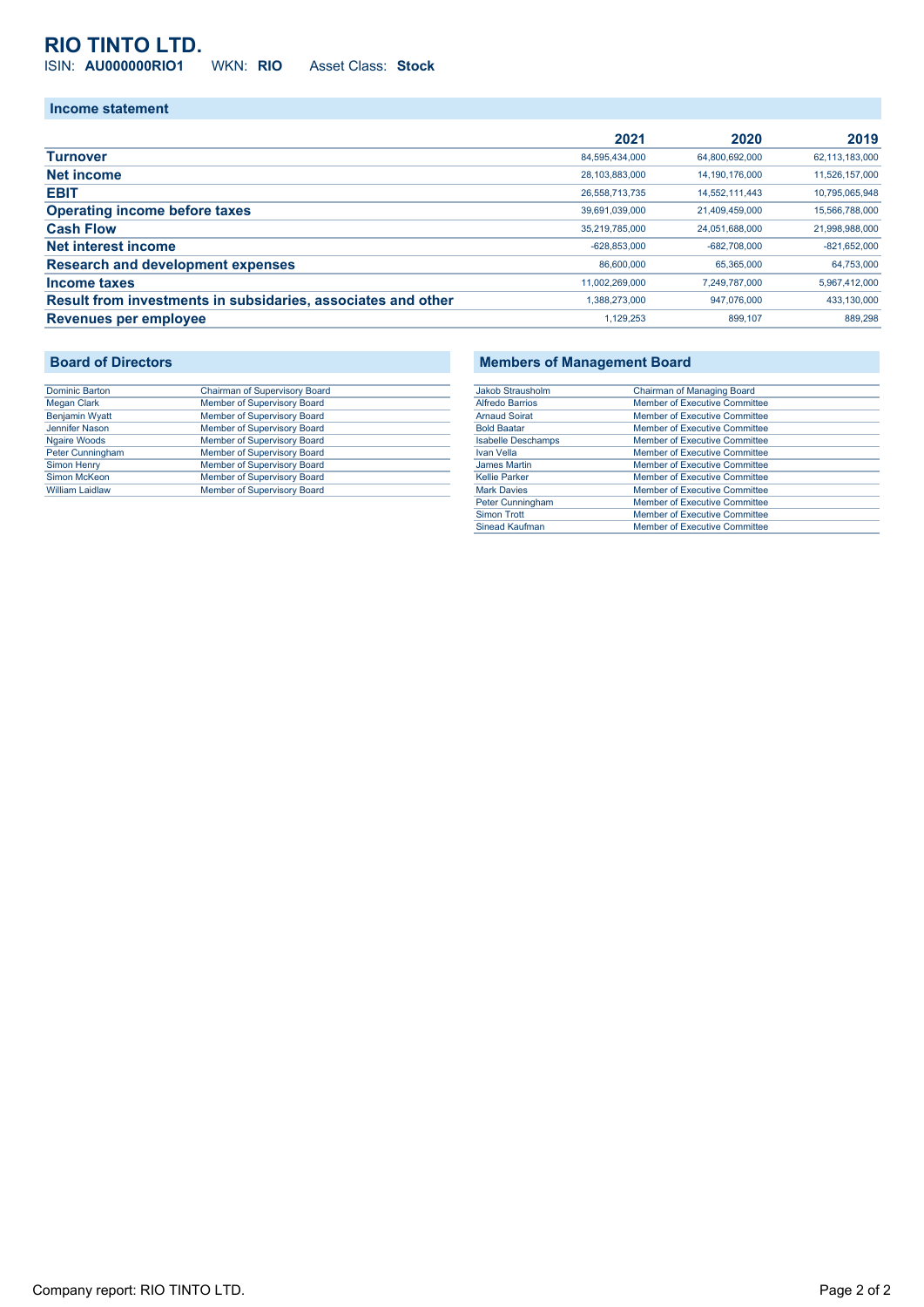# RIO TINTO LTD.

ISIN: **AU000000RIO1** WKN: **RIO** Asset Class: **Stock**

## Income statement

| | 2021 | 2020 | 2019 |
|---|---|---|---|
| **Turnover** | 84,595,434,000 | 64,800,692,000 | 62,113,183,000 |
| **Net income** | 28,103,883,000 | 14,190,176,000 | 11,526,157,000 |
| **EBIT** | 26,558,713,735 | 14,552,111,443 | 10,795,065,948 |
| **Operating income before taxes** | 39,691,039,000 | 21,409,459,000 | 15,566,788,000 |
| **Cash Flow** | 35,219,785,000 | 24,051,688,000 | 21,998,988,000 |
| **Net interest income** | -628,853,000 | -682,708,000 | -821,652,000 |
| **Research and development expenses** | 86,600,000 | 65,365,000 | 64,753,000 |
| **Income taxes** | 11,002,269,000 | 7,249,787,000 | 5,967,412,000 |
| **Result from investments in subsidaries, associates and other** | 1,388,273,000 | 947,076,000 | 433,130,000 |
| **Revenues per employee** | 1,129,253 | 899,107 | 889,298 |

## Board of Directors

| | |
|---|---|
| Dominic Barton | Chairman of Supervisory Board |
| Megan Clark | Member of Supervisory Board |
| Benjamin Wyatt | Member of Supervisory Board |
| Jennifer Nason | Member of Supervisory Board |
| Ngaire Woods | Member of Supervisory Board |
| Peter Cunningham | Member of Supervisory Board |
| Simon Henry | Member of Supervisory Board |
| Simon McKeon | Member of Supervisory Board |
| William Laidlaw | Member of Supervisory Board |

## Members of Management Board

| | |
|---|---|
| Jakob Stausholm | Chairman of Managing Board |
| Alfredo Barrios | Member of Executive Committee |
| Arnaud Soirat | Member of Executive Committee |
| Bold Baatar | Member of Executive Committee |
| Isabelle Deschamps | Member of Executive Committee |
| Ivan Vella | Member of Executive Committee |
| James Martin | Member of Executive Committee |
| Kellie Parker | Member of Executive Committee |
| Mark Davies | Member of Executive Committee |
| Peter Cunningham | Member of Executive Committee |
| Simon Trott | Member of Executive Committee |
| Sinead Kaufman | Member of Executive Committee |